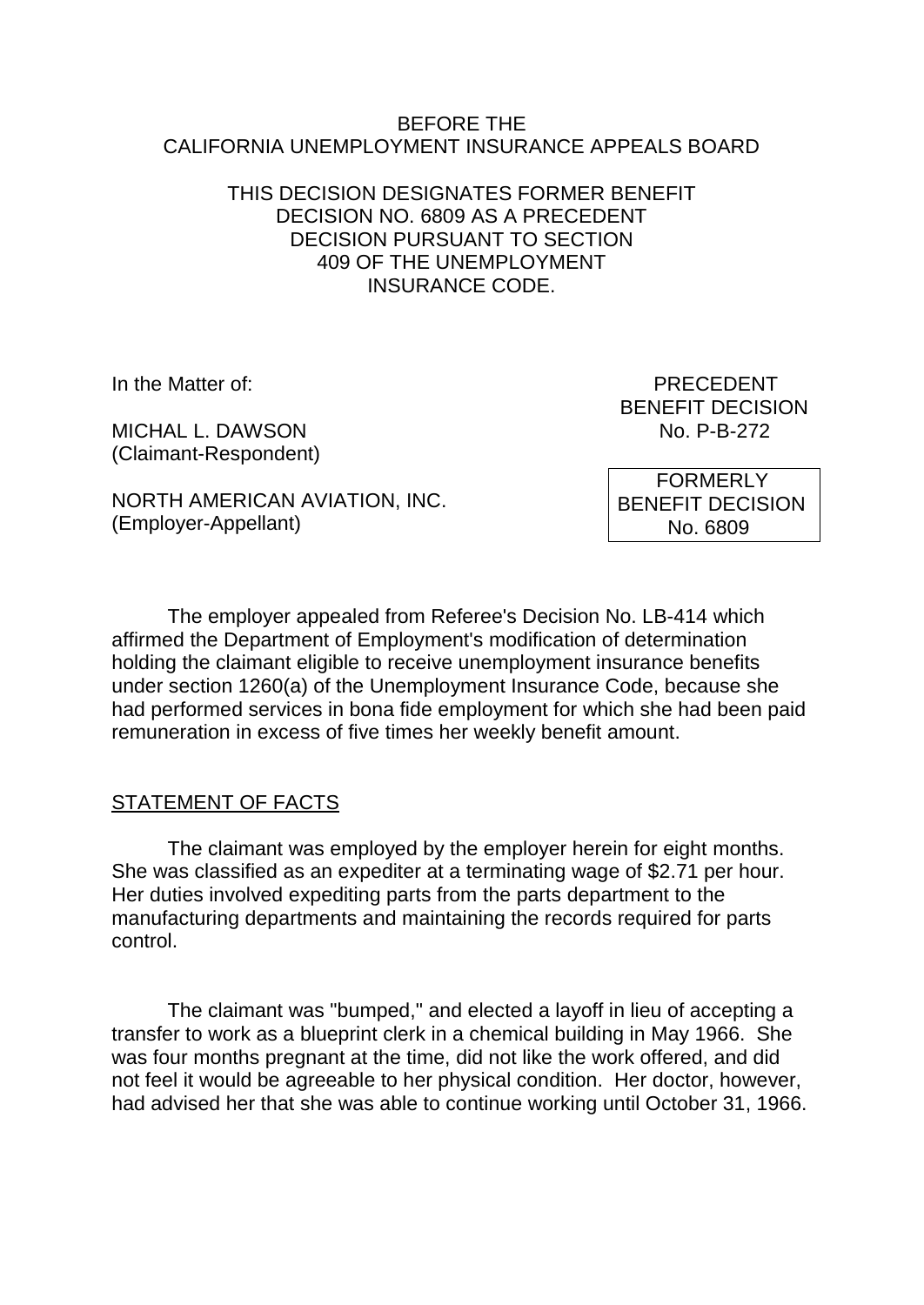BEFORE THE
CALIFORNIA UNEMPLOYMENT INSURANCE APPEALS BOARD

THIS DECISION DESIGNATES FORMER BENEFIT DECISION NO. 6809 AS A PRECEDENT DECISION PURSUANT TO SECTION 409 OF THE UNEMPLOYMENT INSURANCE CODE.

In the Matter of:

MICHAL L. DAWSON
(Claimant-Respondent)

NORTH AMERICAN AVIATION, INC.
(Employer-Appellant)

PRECEDENT
BENEFIT DECISION
No. P-B-272

FORMERLY
BENEFIT DECISION
No. 6809

The employer appealed from Referee's Decision No. LB-414 which affirmed the Department of Employment's modification of determination holding the claimant eligible to receive unemployment insurance benefits under section 1260(a) of the Unemployment Insurance Code, because she had performed services in bona fide employment for which she had been paid remuneration in excess of five times her weekly benefit amount.

## STATEMENT OF FACTS

The claimant was employed by the employer herein for eight months. She was classified as an expediter at a terminating wage of $2.71 per hour. Her duties involved expediting parts from the parts department to the manufacturing departments and maintaining the records required for parts control.

The claimant was "bumped," and elected a layoff in lieu of accepting a transfer to work as a blueprint clerk in a chemical building in May 1966. She was four months pregnant at the time, did not like the work offered, and did not feel it would be agreeable to her physical condition. Her doctor, however, had advised her that she was able to continue working until October 31, 1966.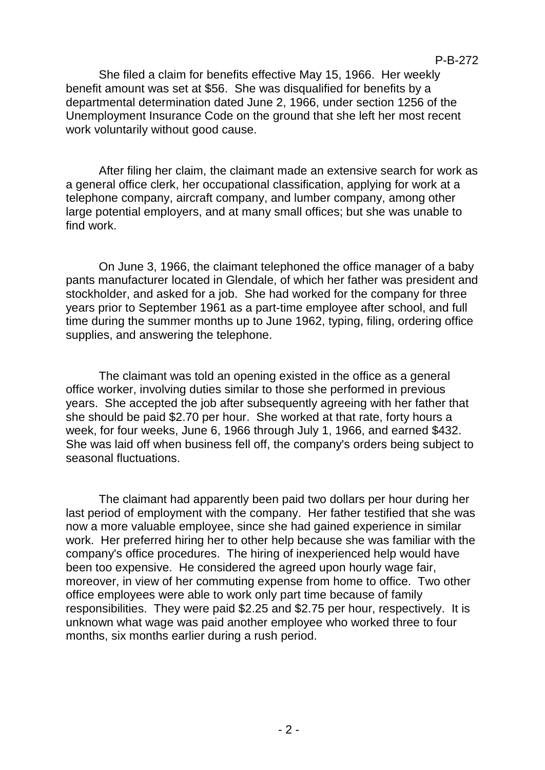She filed a claim for benefits effective May 15, 1966. Her weekly benefit amount was set at $56. She was disqualified for benefits by a departmental determination dated June 2, 1966, under section 1256 of the Unemployment Insurance Code on the ground that she left her most recent work voluntarily without good cause.

After filing her claim, the claimant made an extensive search for work as a general office clerk, her occupational classification, applying for work at a telephone company, aircraft company, and lumber company, among other large potential employers, and at many small offices; but she was unable to find work.

On June 3, 1966, the claimant telephoned the office manager of a baby pants manufacturer located in Glendale, of which her father was president and stockholder, and asked for a job. She had worked for the company for three years prior to September 1961 as a part-time employee after school, and full time during the summer months up to June 1962, typing, filing, ordering office supplies, and answering the telephone.

The claimant was told an opening existed in the office as a general office worker, involving duties similar to those she performed in previous years. She accepted the job after subsequently agreeing with her father that she should be paid $2.70 per hour. She worked at that rate, forty hours a week, for four weeks, June 6, 1966 through July 1, 1966, and earned $432. She was laid off when business fell off, the company's orders being subject to seasonal fluctuations.

The claimant had apparently been paid two dollars per hour during her last period of employment with the company. Her father testified that she was now a more valuable employee, since she had gained experience in similar work. Her preferred hiring her to other help because she was familiar with the company's office procedures. The hiring of inexperienced help would have been too expensive. He considered the agreed upon hourly wage fair, moreover, in view of her commuting expense from home to office. Two other office employees were able to work only part time because of family responsibilities. They were paid $2.25 and $2.75 per hour, respectively. It is unknown what wage was paid another employee who worked three to four months, six months earlier during a rush period.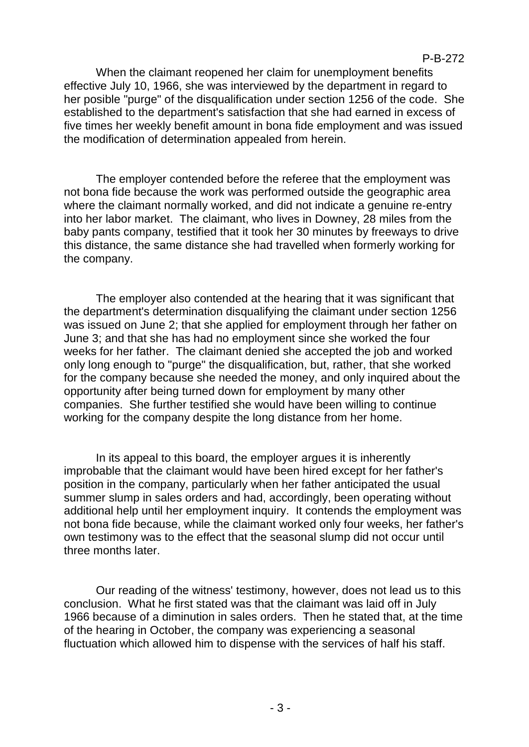When the claimant reopened her claim for unemployment benefits effective July 10, 1966, she was interviewed by the department in regard to her posible "purge" of the disqualification under section 1256 of the code. She established to the department's satisfaction that she had earned in excess of five times her weekly benefit amount in bona fide employment and was issued the modification of determination appealed from herein.

The employer contended before the referee that the employment was not bona fide because the work was performed outside the geographic area where the claimant normally worked, and did not indicate a genuine re-entry into her labor market. The claimant, who lives in Downey, 28 miles from the baby pants company, testified that it took her 30 minutes by freeways to drive this distance, the same distance she had travelled when formerly working for the company.

The employer also contended at the hearing that it was significant that the department's determination disqualifying the claimant under section 1256 was issued on June 2; that she applied for employment through her father on June 3; and that she has had no employment since she worked the four weeks for her father. The claimant denied she accepted the job and worked only long enough to "purge" the disqualification, but, rather, that she worked for the company because she needed the money, and only inquired about the opportunity after being turned down for employment by many other companies. She further testified she would have been willing to continue working for the company despite the long distance from her home.

In its appeal to this board, the employer argues it is inherently improbable that the claimant would have been hired except for her father's position in the company, particularly when her father anticipated the usual summer slump in sales orders and had, accordingly, been operating without additional help until her employment inquiry. It contends the employment was not bona fide because, while the claimant worked only four weeks, her father's own testimony was to the effect that the seasonal slump did not occur until three months later.

Our reading of the witness' testimony, however, does not lead us to this conclusion. What he first stated was that the claimant was laid off in July 1966 because of a diminution in sales orders. Then he stated that, at the time of the hearing in October, the company was experiencing a seasonal fluctuation which allowed him to dispense with the services of half his staff.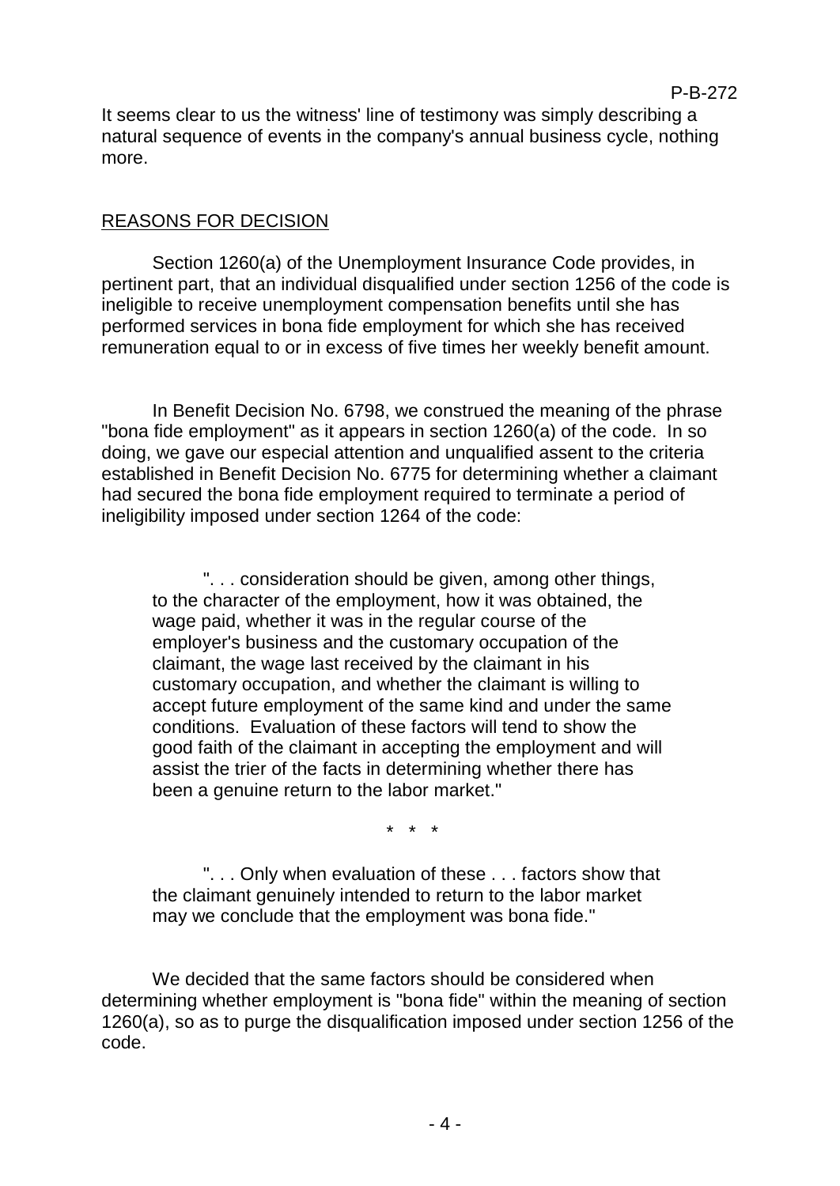It seems clear to us the witness' line of testimony was simply describing a natural sequence of events in the company's annual business cycle, nothing more.

## REASONS FOR DECISION

Section 1260(a) of the Unemployment Insurance Code provides, in pertinent part, that an individual disqualified under section 1256 of the code is ineligible to receive unemployment compensation benefits until she has performed services in bona fide employment for which she has received remuneration equal to or in excess of five times her weekly benefit amount.

In Benefit Decision No. 6798, we construed the meaning of the phrase "bona fide employment" as it appears in section 1260(a) of the code. In so doing, we gave our especial attention and unqualified assent to the criteria established in Benefit Decision No. 6775 for determining whether a claimant had secured the bona fide employment required to terminate a period of ineligibility imposed under section 1264 of the code:

> ". . . consideration should be given, among other things, to the character of the employment, how it was obtained, the wage paid, whether it was in the regular course of the employer's business and the customary occupation of the claimant, the wage last received by the claimant in his customary occupation, and whether the claimant is willing to accept future employment of the same kind and under the same conditions. Evaluation of these factors will tend to show the good faith of the claimant in accepting the employment and will assist the trier of the facts in determining whether there has been a genuine return to the labor market."
>
> \* \* \*
>
> ". . . Only when evaluation of these . . . factors show that the claimant genuinely intended to return to the labor market may we conclude that the employment was bona fide."

We decided that the same factors should be considered when determining whether employment is "bona fide" within the meaning of section 1260(a), so as to purge the disqualification imposed under section 1256 of the code.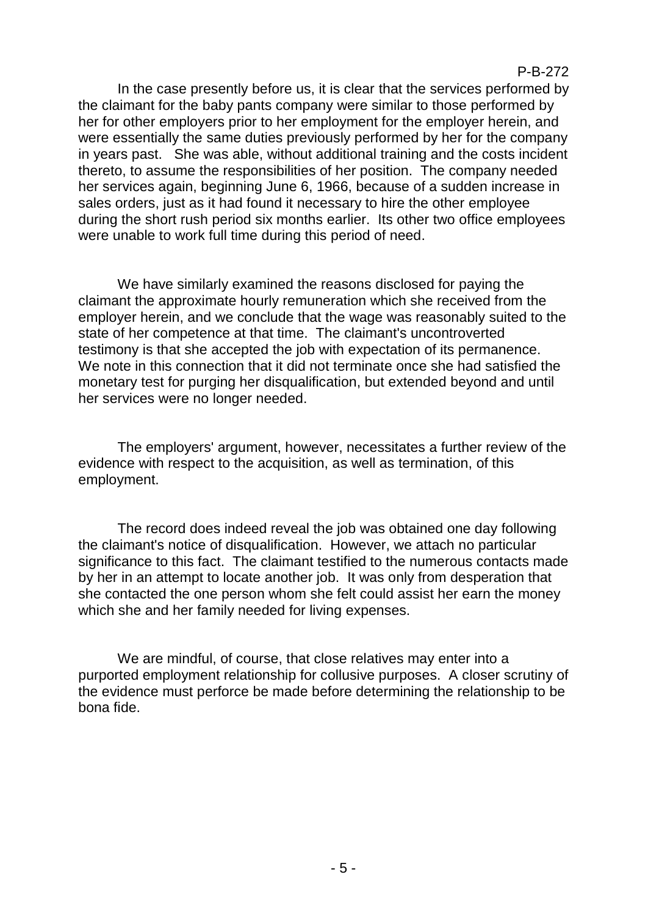In the case presently before us, it is clear that the services performed by the claimant for the baby pants company were similar to those performed by her for other employers prior to her employment for the employer herein, and were essentially the same duties previously performed by her for the company in years past. She was able, without additional training and the costs incident thereto, to assume the responsibilities of her position. The company needed her services again, beginning June 6, 1966, because of a sudden increase in sales orders, just as it had found it necessary to hire the other employee during the short rush period six months earlier. Its other two office employees were unable to work full time during this period of need.

We have similarly examined the reasons disclosed for paying the claimant the approximate hourly remuneration which she received from the employer herein, and we conclude that the wage was reasonably suited to the state of her competence at that time. The claimant's uncontroverted testimony is that she accepted the job with expectation of its permanence. We note in this connection that it did not terminate once she had satisfied the monetary test for purging her disqualification, but extended beyond and until her services were no longer needed.

The employers' argument, however, necessitates a further review of the evidence with respect to the acquisition, as well as termination, of this employment.

The record does indeed reveal the job was obtained one day following the claimant's notice of disqualification. However, we attach no particular significance to this fact. The claimant testified to the numerous contacts made by her in an attempt to locate another job. It was only from desperation that she contacted the one person whom she felt could assist her earn the money which she and her family needed for living expenses.

We are mindful, of course, that close relatives may enter into a purported employment relationship for collusive purposes. A closer scrutiny of the evidence must perforce be made before determining the relationship to be bona fide.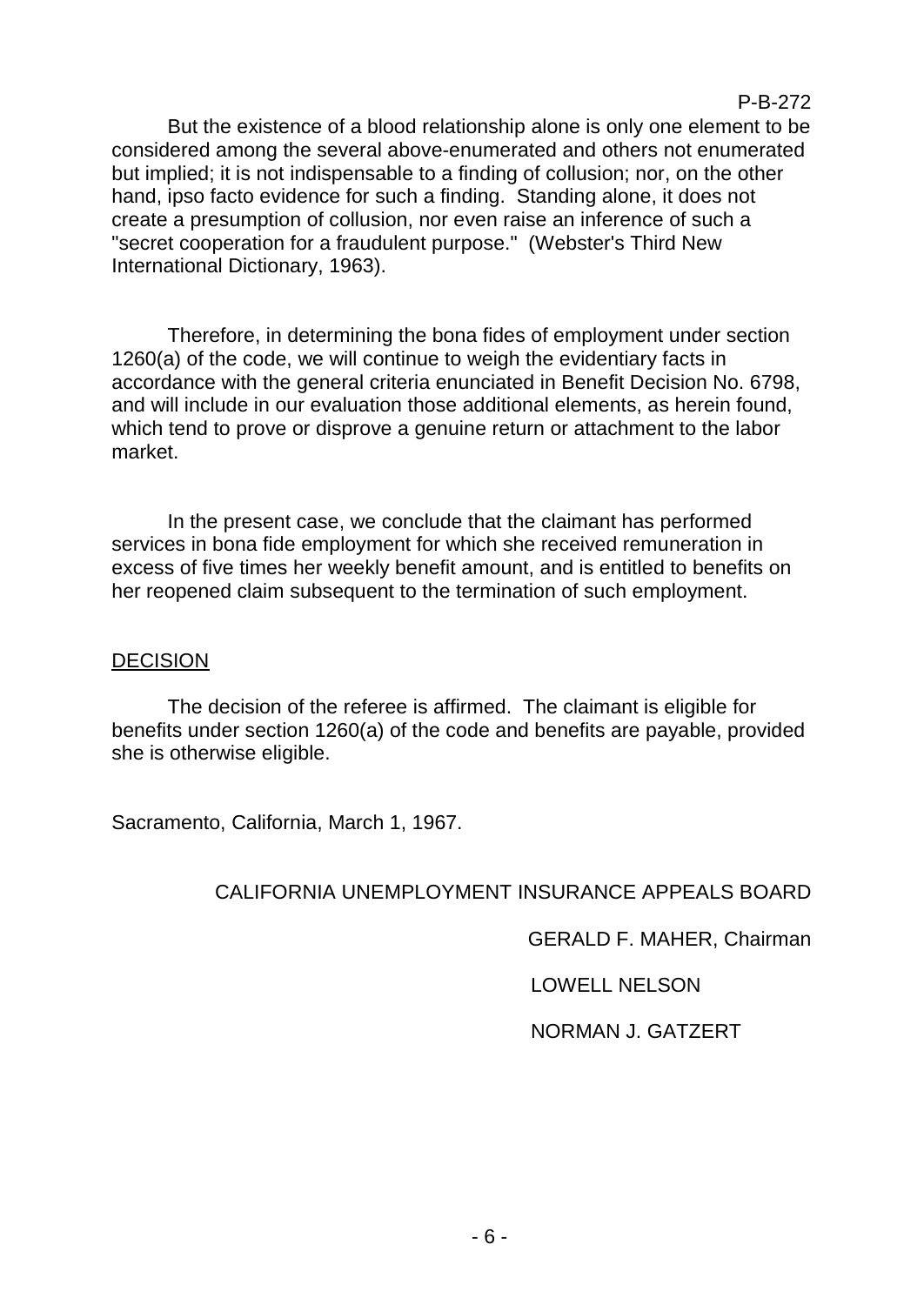But the existence of a blood relationship alone is only one element to be considered among the several above-enumerated and others not enumerated but implied; it is not indispensable to a finding of collusion; nor, on the other hand, ipso facto evidence for such a finding. Standing alone, it does not create a presumption of collusion, nor even raise an inference of such a "secret cooperation for a fraudulent purpose." (Webster's Third New International Dictionary, 1963).

Therefore, in determining the bona fides of employment under section 1260(a) of the code, we will continue to weigh the evidentiary facts in accordance with the general criteria enunciated in Benefit Decision No. 6798, and will include in our evaluation those additional elements, as herein found, which tend to prove or disprove a genuine return or attachment to the labor market.

In the present case, we conclude that the claimant has performed services in bona fide employment for which she received remuneration in excess of five times her weekly benefit amount, and is entitled to benefits on her reopened claim subsequent to the termination of such employment.

## DECISION

The decision of the referee is affirmed. The claimant is eligible for benefits under section 1260(a) of the code and benefits are payable, provided she is otherwise eligible.

Sacramento, California, March 1, 1967.

CALIFORNIA UNEMPLOYMENT INSURANCE APPEALS BOARD

GERALD F. MAHER, Chairman

LOWELL NELSON

NORMAN J. GATZERT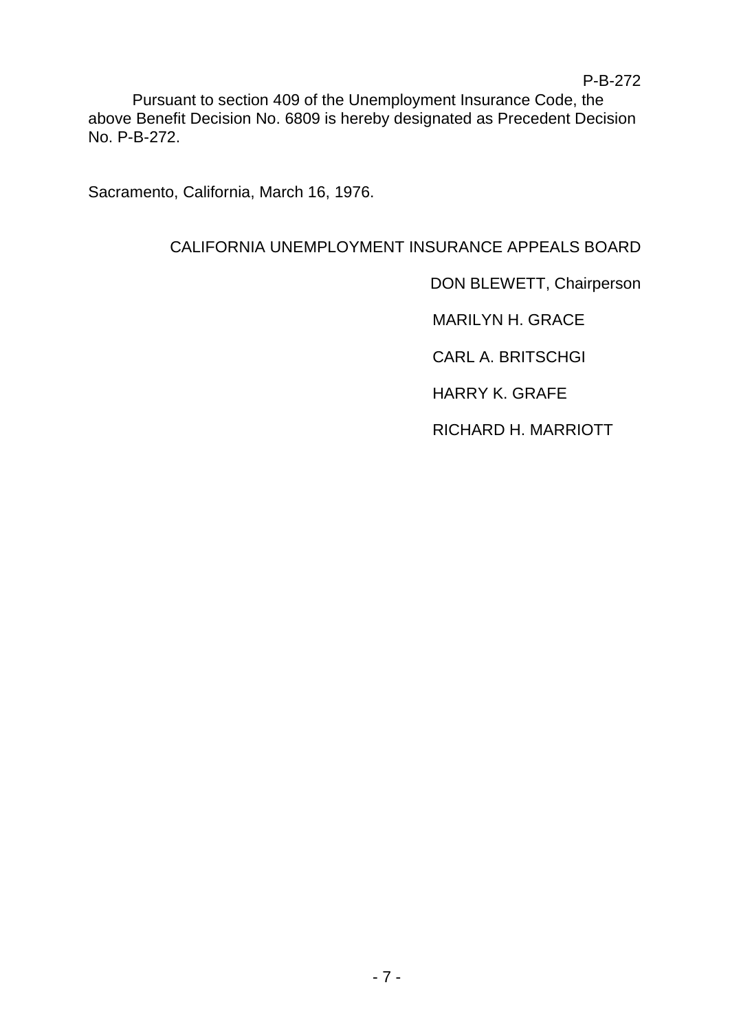Pursuant to section 409 of the Unemployment Insurance Code, the above Benefit Decision No. 6809 is hereby designated as Precedent Decision No. P-B-272.

Sacramento, California, March 16, 1976.

CALIFORNIA UNEMPLOYMENT INSURANCE APPEALS BOARD

DON BLEWETT, Chairperson

MARILYN H. GRACE

CARL A. BRITSCHGI

HARRY K. GRAFE

RICHARD H. MARRIOTT